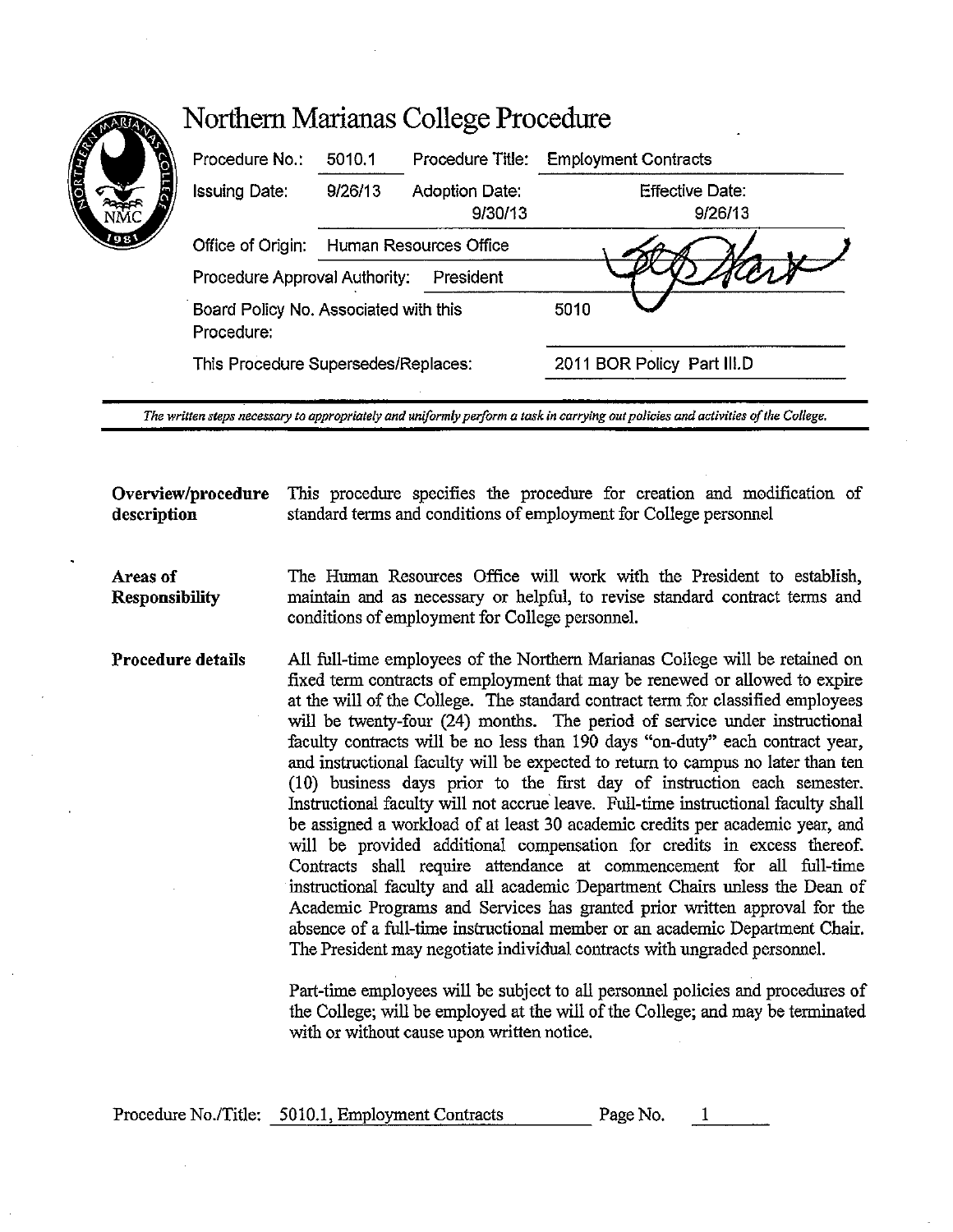# Northern Marianas College Procedure

| | | | |
|---|---|---|---|
| Procedure No.: | 5010.1 | Procedure Title: | Employment Contracts |
| Issuing Date: | 9/26/13 | Adoption Date: 9/30/13 | Effective Date: 9/26/13 |
| Office of Origin: | Human Resources Office | | |
| Procedure Approval Authority: | President | | |
| Board Policy No. Associated with this Procedure: | | | 5010 |
| This Procedure Supersedes/Replaces: | | | 2011 BOR Policy Part III.D |

*The written steps necessary to appropriately and uniformly perform a task in carrying out policies and activities of the College.*

**Overview/procedure description**

This procedure specifies the procedure for creation and modification of standard terms and conditions of employment for College personnel

**Areas of Responsibility**

The Human Resources Office will work with the President to establish, maintain and as necessary or helpful, to revise standard contract terms and conditions of employment for College personnel.

**Procedure details**

All full-time employees of the Northern Marianas College will be retained on fixed term contracts of employment that may be renewed or allowed to expire at the will of the College. The standard contract term for classified employees will be twenty-four (24) months. The period of service under instructional faculty contracts will be no less than 190 days "on-duty" each contract year, and instructional faculty will be expected to return to campus no later than ten (10) business days prior to the first day of instruction each semester. Instructional faculty will not accrue leave. Full-time instructional faculty shall be assigned a workload of at least 30 academic credits per academic year, and will be provided additional compensation for credits in excess thereof. Contracts shall require attendance at commencement for all full-time instructional faculty and all academic Department Chairs unless the Dean of Academic Programs and Services has granted prior written approval for the absence of a full-time instructional member or an academic Department Chair. The President may negotiate individual contracts with ungraded personnel.

Part-time employees will be subject to all personnel policies and procedures of the College; will be employed at the will of the College; and may be terminated with or without cause upon written notice.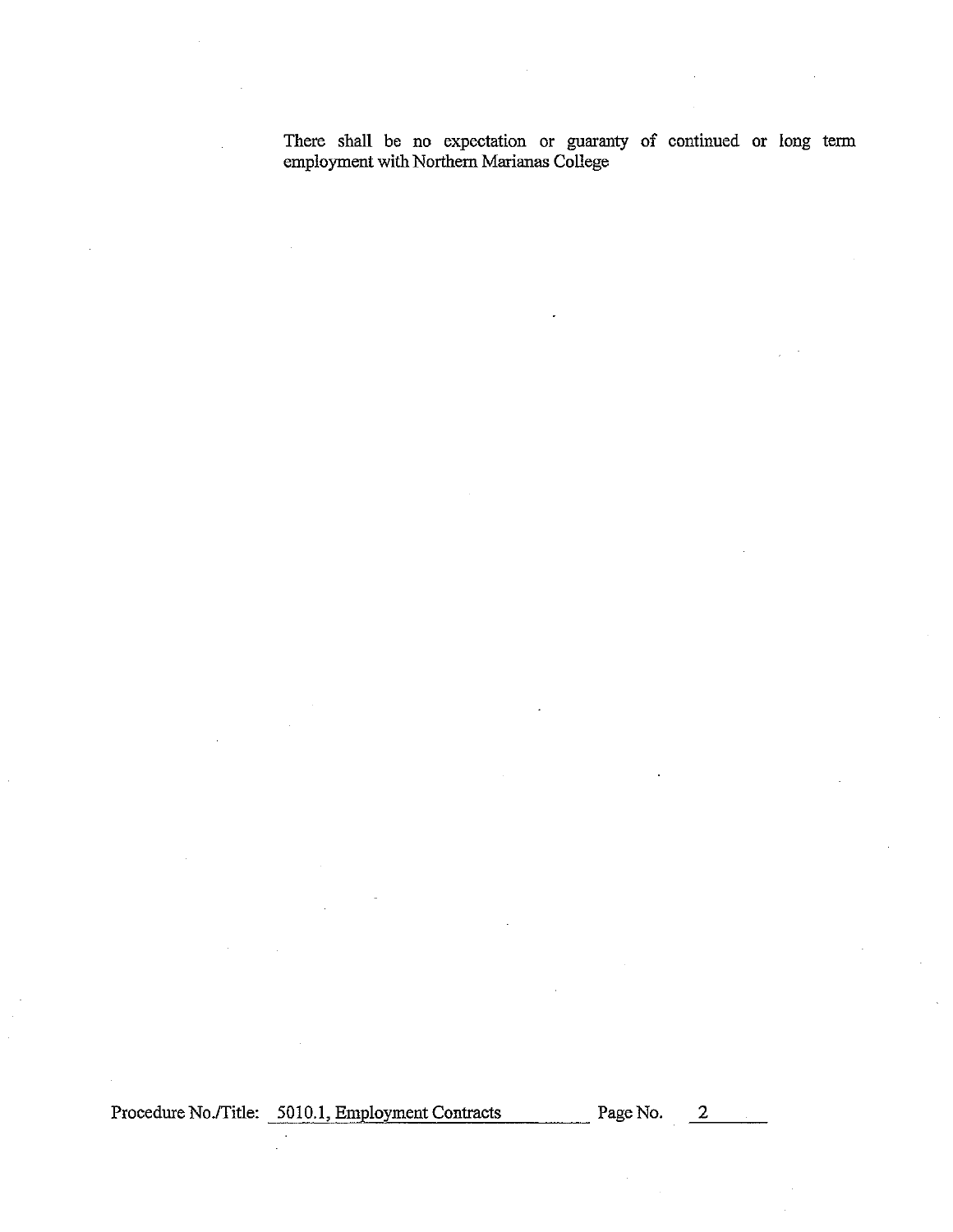There shall be no expectation or guaranty of continued or long term employment with Northern Marianas College